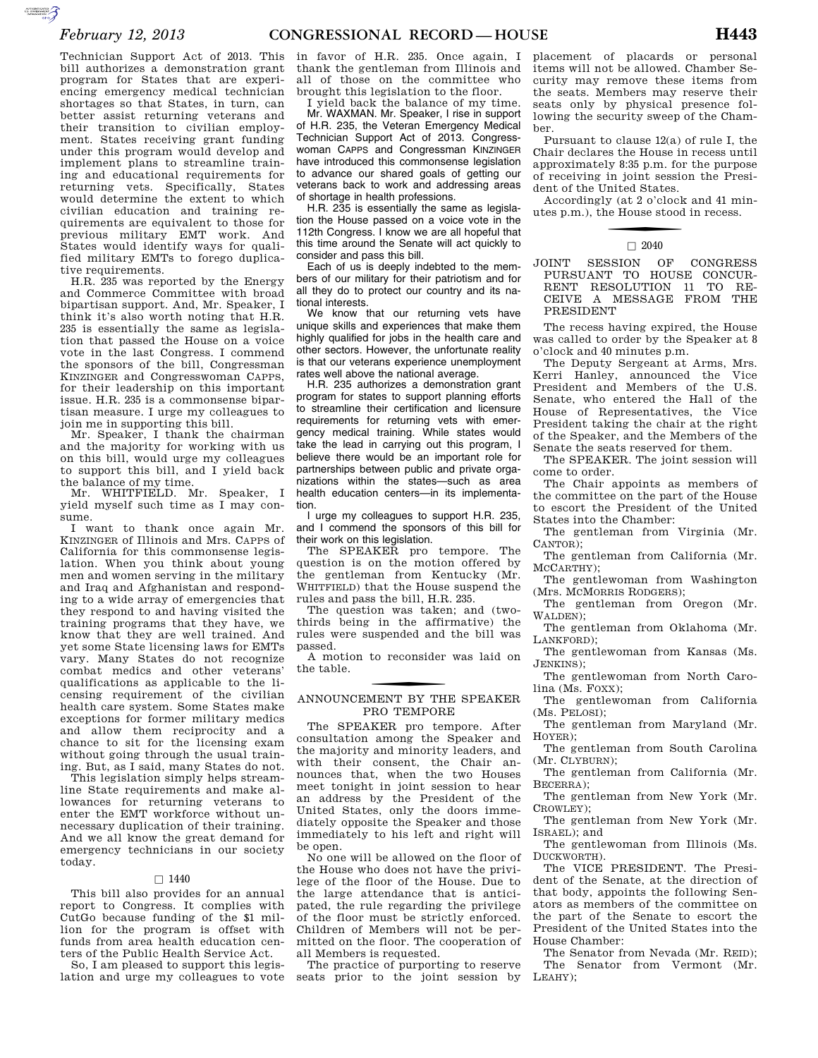Technician Support Act of 2013. This bill authorizes a demonstration grant program for States that are experiencing emergency medical technician shortages so that States, in turn, can better assist returning veterans and their transition to civilian employment. States receiving grant funding under this program would develop and implement plans to streamline training and educational requirements for returning vets. Specifically, States would determine the extent to which civilian education and training requirements are equivalent to those for previous military EMT work. And States would identify ways for qualified military EMTs to forego duplicative requirements.

H.R. 235 was reported by the Energy and Commerce Committee with broad bipartisan support. And, Mr. Speaker, I think it's also worth noting that H.R. 235 is essentially the same as legislation that passed the House on a voice vote in the last Congress. I commend the sponsors of the bill, Congressman KINZINGER and Congresswoman CAPPS, for their leadership on this important issue. H.R. 235 is a commonsense bipartisan measure. I urge my colleagues to join me in supporting this bill.

Mr. Speaker, I thank the chairman and the majority for working with us on this bill, would urge my colleagues to support this bill, and I yield back the balance of my time.

Mr. WHITFIELD. Mr. Speaker, I yield myself such time as I may consume.

I want to thank once again Mr. KINZINGER of Illinois and Mrs. CAPPS of California for this commonsense legislation. When you think about young men and women serving in the military and Iraq and Afghanistan and responding to a wide array of emergencies that they respond to and having visited the training programs that they have, we know that they are well trained. And yet some State licensing laws for EMTs vary. Many States do not recognize combat medics and other veterans' qualifications as applicable to the licensing requirement of the civilian health care system. Some States make exceptions for former military medics and allow them reciprocity and a chance to sit for the licensing exam without going through the usual training. But, as I said, many States do not.

This legislation simply helps streamline State requirements and make allowances for returning veterans to enter the EMT workforce without unnecessary duplication of their training. And we all know the great demand for emergency technicians in our society today.

□ 1440

This bill also provides for an annual report to Congress. It complies with CutGo because funding of the $1 million for the program is offset with funds from area health education centers of the Public Health Service Act.

So, I am pleased to support this legislation and urge my colleagues to vote in favor of H.R. 235. Once again, I thank the gentleman from Illinois and all of those on the committee who brought this legislation to the floor.

I yield back the balance of my time.

Mr. WAXMAN. Mr. Speaker, I rise in support of H.R. 235, the Veteran Emergency Medical Technician Support Act of 2013. Congresswoman CAPPS and Congressman KINZINGER have introduced this commonsense legislation to advance our shared goals of getting our veterans back to work and addressing areas of shortage in health professions.

H.R. 235 is essentially the same as legislation the House passed on a voice vote in the 112th Congress. I know we are all hopeful that this time around the Senate will act quickly to consider and pass this bill.

Each of us is deeply indebted to the members of our military for their patriotism and for all they do to protect our country and its national interests.

We know that our returning vets have unique skills and experiences that make them highly qualified for jobs in the health care and other sectors. However, the unfortunate reality is that our veterans experience unemployment rates well above the national average.

H.R. 235 authorizes a demonstration grant program for states to support planning efforts to streamline their certification and licensure requirements for returning vets with emergency medical training. While states would take the lead in carrying out this program, I believe there would be an important role for partnerships between public and private organizations within the states—such as area health education centers—in its implementation.

I urge my colleagues to support H.R. 235, and I commend the sponsors of this bill for their work on this legislation.

The SPEAKER pro tempore. The question is on the motion offered by the gentleman from Kentucky (Mr. WHITFIELD) that the House suspend the rules and pass the bill, H.R. 235.

The question was taken; and (two-thirds being in the affirmative) the rules were suspended and the bill was passed.

A motion to reconsider was laid on the table.

## ANNOUNCEMENT BY THE SPEAKER PRO TEMPORE

The SPEAKER pro tempore. After consultation among the Speaker and the majority and minority leaders, and with their consent, the Chair announces that, when the two Houses meet tonight in joint session to hear an address by the President of the United States, only the doors immediately opposite the Speaker and those immediately to his left and right will be open.

No one will be allowed on the floor of the House who does not have the privilege of the floor of the House. Due to the large attendance that is anticipated, the rule regarding the privilege of the floor must be strictly enforced. Children of Members will not be permitted on the floor. The cooperation of all Members is requested.

The practice of purporting to reserve seats prior to the joint session by placement of placards or personal items will not be allowed. Chamber Security may remove these items from the seats. Members may reserve their seats only by physical presence following the security sweep of the Chamber.

Pursuant to clause 12(a) of rule I, the Chair declares the House in recess until approximately 8:35 p.m. for the purpose of receiving in joint session the President of the United States.

Accordingly (at 2 o'clock and 41 minutes p.m.), the House stood in recess.

□ 2040

## JOINT SESSION OF CONGRESS PURSUANT TO HOUSE CONCURRENT RESOLUTION 11 TO RECEIVE A MESSAGE FROM THE PRESIDENT

The recess having expired, the House was called to order by the Speaker at 8 o'clock and 40 minutes p.m.

The Deputy Sergeant at Arms, Mrs. Kerri Hanley, announced the Vice President and Members of the U.S. Senate, who entered the Hall of the House of Representatives, the Vice President taking the chair at the right of the Speaker, and the Members of the Senate the seats reserved for them.

The SPEAKER. The joint session will come to order.

The Chair appoints as members of the committee on the part of the House to escort the President of the United States into the Chamber:

The gentleman from Virginia (Mr. CANTOR);

The gentleman from California (Mr. MCCARTHY);

The gentlewoman from Washington (Mrs. MCMORRIS RODGERS);

The gentleman from Oregon (Mr. WALDEN);

The gentleman from Oklahoma (Mr. LANKFORD);

The gentlewoman from Kansas (Ms. JENKINS);

The gentlewoman from North Carolina (Ms. FOXX);

The gentlewoman from California (Ms. PELOSI);

The gentleman from Maryland (Mr. HOYER);

The gentleman from South Carolina (Mr. CLYBURN);

The gentleman from California (Mr. BECERRA);

The gentleman from New York (Mr. CROWLEY);

The gentleman from New York (Mr. ISRAEL); and

The gentlewoman from Illinois (Ms. DUCKWORTH).

The VICE PRESIDENT. The President of the Senate, at the direction of that body, appoints the following Senators as members of the committee on the part of the Senate to escort the President of the United States into the House Chamber:

The Senator from Nevada (Mr. REID);

The Senator from Vermont (Mr. LEAHY);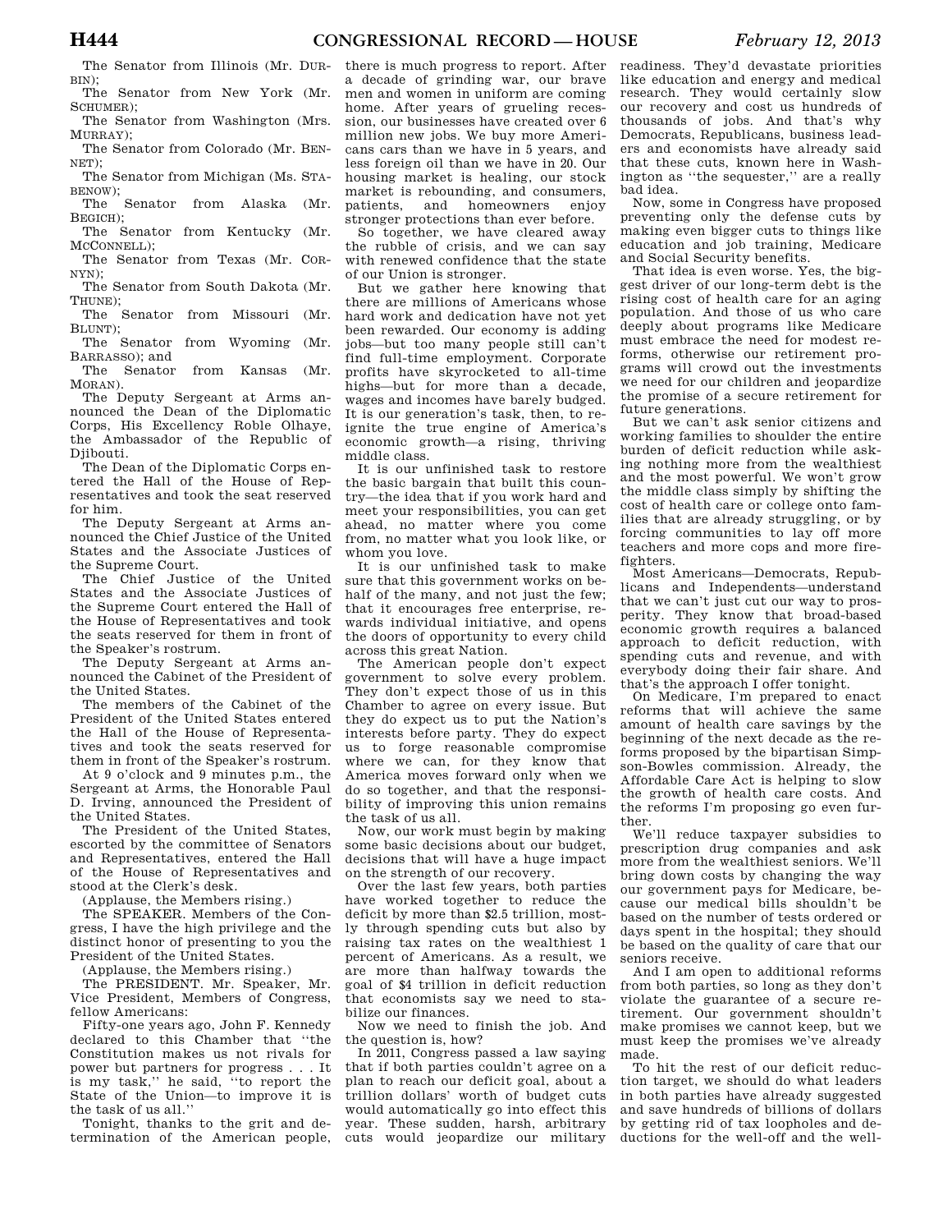The Senator from Illinois (Mr. DURBIN);

The Senator from New York (Mr. SCHUMER);

The Senator from Washington (Mrs. MURRAY);

The Senator from Colorado (Mr. BENNET);

The Senator from Michigan (Ms. STABENOW);

The Senator from Alaska (Mr. BEGICH);

The Senator from Kentucky (Mr. MCCONNELL);

The Senator from Texas (Mr. CORNYN);

The Senator from South Dakota (Mr. THUNE);

The Senator from Missouri (Mr. BLUNT);

The Senator from Wyoming (Mr. BARRASSO); and

The Senator from Kansas (Mr. MORAN).

The Deputy Sergeant at Arms announced the Dean of the Diplomatic Corps, His Excellency Roble Olhaye, the Ambassador of the Republic of Djibouti.

The Dean of the Diplomatic Corps entered the Hall of the House of Representatives and took the seat reserved for him.

The Deputy Sergeant at Arms announced the Chief Justice of the United States and the Associate Justices of the Supreme Court.

The Chief Justice of the United States and the Associate Justices of the Supreme Court entered the Hall of the House of Representatives and took the seats reserved for them in front of the Speaker's rostrum.

The Deputy Sergeant at Arms announced the Cabinet of the President of the United States.

The members of the Cabinet of the President of the United States entered the Hall of the House of Representatives and took the seats reserved for them in front of the Speaker's rostrum.

At 9 o'clock and 9 minutes p.m., the Sergeant at Arms, the Honorable Paul D. Irving, announced the President of the United States.

The President of the United States, escorted by the committee of Senators and Representatives, entered the Hall of the House of Representatives and stood at the Clerk's desk.

(Applause, the Members rising.)

The SPEAKER. Members of the Congress, I have the high privilege and the distinct honor of presenting to you the President of the United States.

(Applause, the Members rising.)

The PRESIDENT. Mr. Speaker, Mr. Vice President, Members of Congress, fellow Americans:

Fifty-one years ago, John F. Kennedy declared to this Chamber that ''the Constitution makes us not rivals for power but partners for progress . . . It is my task,'' he said, ''to report the State of the Union—to improve it is the task of us all.''

Tonight, thanks to the grit and determination of the American people, there is much progress to report. After a decade of grinding war, our brave men and women in uniform are coming home. After years of grueling recession, our businesses have created over 6 million new jobs. We buy more Americans cars than we have in 5 years, and less foreign oil than we have in 20. Our housing market is healing, our stock market is rebounding, and consumers, patients, and homeowners enjoy stronger protections than ever before.

So together, we have cleared away the rubble of crisis, and we can say with renewed confidence that the state of our Union is stronger.

But we gather here knowing that there are millions of Americans whose hard work and dedication have not yet been rewarded. Our economy is adding jobs—but too many people still can't find full-time employment. Corporate profits have skyrocketed to all-time highs—but for more than a decade, wages and incomes have barely budged. It is our generation's task, then, to reignite the true engine of America's economic growth—a rising, thriving middle class.

It is our unfinished task to restore the basic bargain that built this country—the idea that if you work hard and meet your responsibilities, you can get ahead, no matter where you come from, no matter what you look like, or whom you love.

It is our unfinished task to make sure that this government works on behalf of the many, and not just the few; that it encourages free enterprise, rewards individual initiative, and opens the doors of opportunity to every child across this great Nation.

The American people don't expect government to solve every problem. They don't expect those of us in this Chamber to agree on every issue. But they do expect us to put the Nation's interests before party. They do expect us to forge reasonable compromise where we can, for they know that America moves forward only when we do so together, and that the responsibility of improving this union remains the task of us all.

Now, our work must begin by making some basic decisions about our budget, decisions that will have a huge impact on the strength of our recovery.

Over the last few years, both parties have worked together to reduce the deficit by more than $2.5 trillion, mostly through spending cuts but also by raising tax rates on the wealthiest 1 percent of Americans. As a result, we are more than halfway towards the goal of $4 trillion in deficit reduction that economists say we need to stabilize our finances.

Now we need to finish the job. And the question is, how?

In 2011, Congress passed a law saying that if both parties couldn't agree on a plan to reach our deficit goal, about a trillion dollars' worth of budget cuts would automatically go into effect this year. These sudden, harsh, arbitrary cuts would jeopardize our military readiness. They'd devastate priorities like education and energy and medical research. They would certainly slow our recovery and cost us hundreds of thousands of jobs. And that's why Democrats, Republicans, business leaders and economists have already said that these cuts, known here in Washington as ''the sequester,'' are a really bad idea.

Now, some in Congress have proposed preventing only the defense cuts by making even bigger cuts to things like education and job training, Medicare and Social Security benefits.

That idea is even worse. Yes, the biggest driver of our long-term debt is the rising cost of health care for an aging population. And those of us who care deeply about programs like Medicare must embrace the need for modest reforms, otherwise our retirement programs will crowd out the investments we need for our children and jeopardize the promise of a secure retirement for future generations.

But we can't ask senior citizens and working families to shoulder the entire burden of deficit reduction while asking nothing more from the wealthiest and the most powerful. We won't grow the middle class simply by shifting the cost of health care or college onto families that are already struggling, or by forcing communities to lay off more teachers and more cops and more firefighters.

Most Americans—Democrats, Republicans and Independents—understand that we can't just cut our way to prosperity. They know that broad-based economic growth requires a balanced approach to deficit reduction, with spending cuts and revenue, and with everybody doing their fair share. And that's the approach I offer tonight.

On Medicare, I'm prepared to enact reforms that will achieve the same amount of health care savings by the beginning of the next decade as the reforms proposed by the bipartisan Simpson-Bowles commission. Already, the Affordable Care Act is helping to slow the growth of health care costs. And the reforms I'm proposing go even further.

We'll reduce taxpayer subsidies to prescription drug companies and ask more from the wealthiest seniors. We'll bring down costs by changing the way our government pays for Medicare, because our medical bills shouldn't be based on the number of tests ordered or days spent in the hospital; they should be based on the quality of care that our seniors receive.

And I am open to additional reforms from both parties, so long as they don't violate the guarantee of a secure retirement. Our government shouldn't make promises we cannot keep, but we must keep the promises we've already made.

To hit the rest of our deficit reduction target, we should do what leaders in both parties have already suggested and save hundreds of billions of dollars by getting rid of tax loopholes and deductions for the well-off and the well-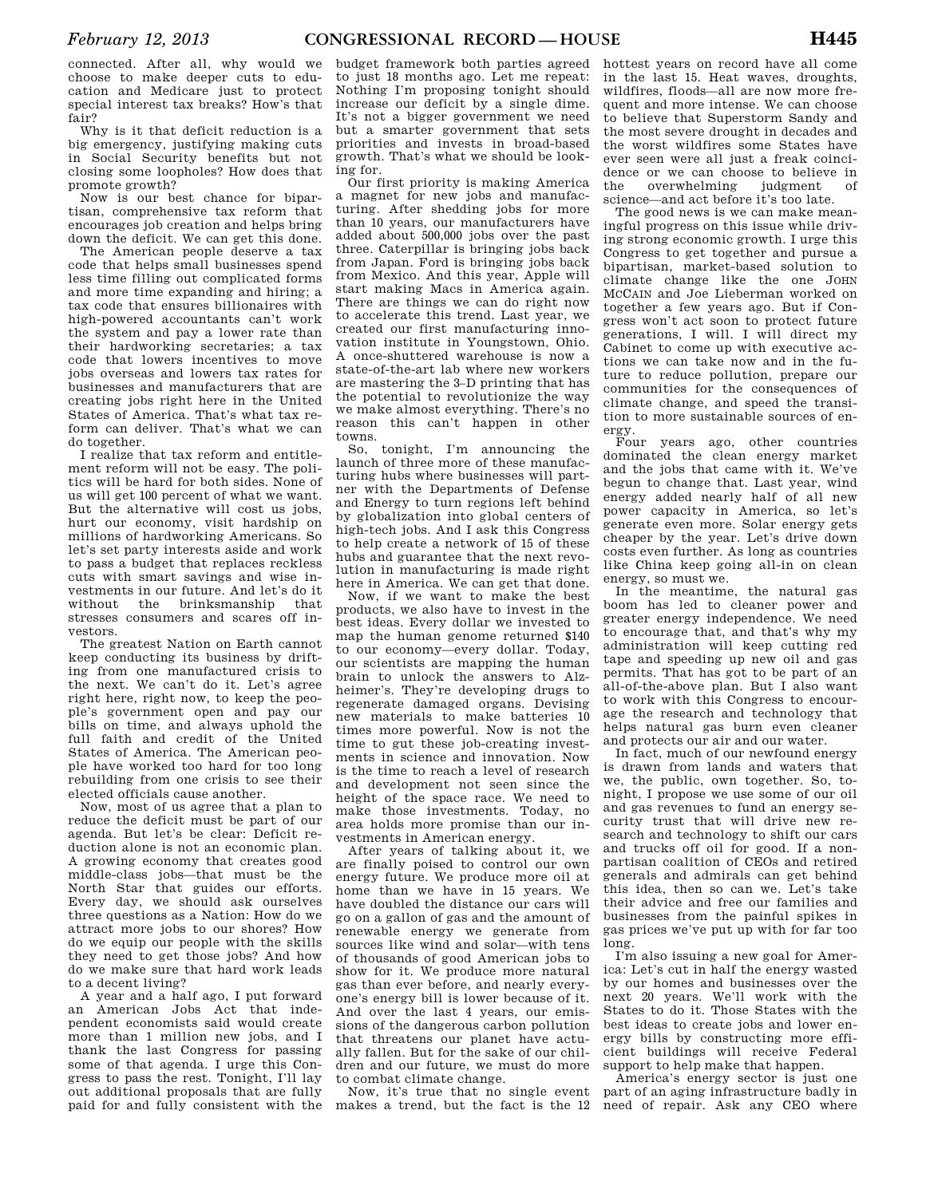connected. After all, why would we choose to make deeper cuts to education and Medicare just to protect special interest tax breaks? How's that fair?

Why is it that deficit reduction is a big emergency, justifying making cuts in Social Security benefits but not closing some loopholes? How does that promote growth?

Now is our best chance for bipartisan, comprehensive tax reform that encourages job creation and helps bring down the deficit. We can get this done.

The American people deserve a tax code that helps small businesses spend less time filling out complicated forms and more time expanding and hiring; a tax code that ensures billionaires with high-powered accountants can't work the system and pay a lower rate than their hardworking secretaries; a tax code that lowers incentives to move jobs overseas and lowers tax rates for businesses and manufacturers that are creating jobs right here in the United States of America. That's what tax reform can deliver. That's what we can do together.

I realize that tax reform and entitlement reform will not be easy. The politics will be hard for both sides. None of us will get 100 percent of what we want. But the alternative will cost us jobs, hurt our economy, visit hardship on millions of hardworking Americans. So let's set party interests aside and work to pass a budget that replaces reckless cuts with smart savings and wise investments in our future. And let's do it without the brinksmanship that stresses consumers and scares off investors.

The greatest Nation on Earth cannot keep conducting its business by drifting from one manufactured crisis to the next. We can't do it. Let's agree right here, right now, to keep the people's government open and pay our bills on time, and always uphold the full faith and credit of the United States of America. The American people have worked too hard for too long rebuilding from one crisis to see their elected officials cause another.

Now, most of us agree that a plan to reduce the deficit must be part of our agenda. But let's be clear: Deficit reduction alone is not an economic plan. A growing economy that creates good middle-class jobs—that must be the North Star that guides our efforts. Every day, we should ask ourselves three questions as a Nation: How do we attract more jobs to our shores? How do we equip our people with the skills they need to get those jobs? And how do we make sure that hard work leads to a decent living?

A year and a half ago, I put forward an American Jobs Act that independent economists said would create more than 1 million new jobs, and I thank the last Congress for passing some of that agenda. I urge this Congress to pass the rest. Tonight, I'll lay out additional proposals that are fully paid for and fully consistent with the budget framework both parties agreed to just 18 months ago. Let me repeat: Nothing I'm proposing tonight should increase our deficit by a single dime. It's not a bigger government we need but a smarter government that sets priorities and invests in broad-based growth. That's what we should be looking for.

Our first priority is making America a magnet for new jobs and manufacturing. After shedding jobs for more than 10 years, our manufacturers have added about 500,000 jobs over the past three. Caterpillar is bringing jobs back from Japan. Ford is bringing jobs back from Mexico. And this year, Apple will start making Macs in America again. There are things we can do right now to accelerate this trend. Last year, we created our first manufacturing innovation institute in Youngstown, Ohio. A once-shuttered warehouse is now a state-of-the-art lab where new workers are mastering the 3–D printing that has the potential to revolutionize the way we make almost everything. There's no reason this can't happen in other towns.

So, tonight, I'm announcing the launch of three more of these manufacturing hubs where businesses will partner with the Departments of Defense and Energy to turn regions left behind by globalization into global centers of high-tech jobs. And I ask this Congress to help create a network of 15 of these hubs and guarantee that the next revolution in manufacturing is made right here in America. We can get that done.

Now, if we want to make the best products, we also have to invest in the best ideas. Every dollar we invested to map the human genome returned $140 to our economy—every dollar. Today, our scientists are mapping the human brain to unlock the answers to Alzheimer's. They're developing drugs to regenerate damaged organs. Devising new materials to make batteries 10 times more powerful. Now is not the time to gut these job-creating investments in science and innovation. Now is the time to reach a level of research and development not seen since the height of the space race. We need to make those investments. Today, no area holds more promise than our investments in American energy.

After years of talking about it, we are finally poised to control our own energy future. We produce more oil at home than we have in 15 years. We have doubled the distance our cars will go on a gallon of gas and the amount of renewable energy we generate from sources like wind and solar—with tens of thousands of good American jobs to show for it. We produce more natural gas than ever before, and nearly everyone's energy bill is lower because of it. And over the last 4 years, our emissions of the dangerous carbon pollution that threatens our planet have actually fallen. But for the sake of our children and our future, we must do more to combat climate change.

Now, it's true that no single event makes a trend, but the fact is the 12 hottest years on record have all come in the last 15. Heat waves, droughts, wildfires, floods—all are now more frequent and more intense. We can choose to believe that Superstorm Sandy and the most severe drought in decades and the worst wildfires some States have ever seen were all just a freak coincidence or we can choose to believe in the overwhelming judgment of science—and act before it's too late.

The good news is we can make meaningful progress on this issue while driving strong economic growth. I urge this Congress to get together and pursue a bipartisan, market-based solution to climate change like the one JOHN MCCAIN and Joe Lieberman worked on together a few years ago. But if Congress won't act soon to protect future generations, I will. I will direct my Cabinet to come up with executive actions we can take now and in the future to reduce pollution, prepare our communities for the consequences of climate change, and speed the transition to more sustainable sources of energy.

Four years ago, other countries dominated the clean energy market and the jobs that came with it. We've begun to change that. Last year, wind energy added nearly half of all new power capacity in America, so let's generate even more. Solar energy gets cheaper by the year. Let's drive down costs even further. As long as countries like China keep going all-in on clean energy, so must we.

In the meantime, the natural gas boom has led to cleaner power and greater energy independence. We need to encourage that, and that's why my administration will keep cutting red tape and speeding up new oil and gas permits. That has got to be part of an all-of-the-above plan. But I also want to work with this Congress to encourage the research and technology that helps natural gas burn even cleaner and protects our air and our water.

In fact, much of our newfound energy is drawn from lands and waters that we, the public, own together. So, tonight, I propose we use some of our oil and gas revenues to fund an energy security trust that will drive new research and technology to shift our cars and trucks off oil for good. If a nonpartisan coalition of CEOs and retired generals and admirals can get behind this idea, then so can we. Let's take their advice and free our families and businesses from the painful spikes in gas prices we've put up with for far too long.

I'm also issuing a new goal for America: Let's cut in half the energy wasted by our homes and businesses over the next 20 years. We'll work with the States to do it. Those States with the best ideas to create jobs and lower energy bills by constructing more efficient buildings will receive Federal support to help make that happen.

America's energy sector is just one part of an aging infrastructure badly in need of repair. Ask any CEO where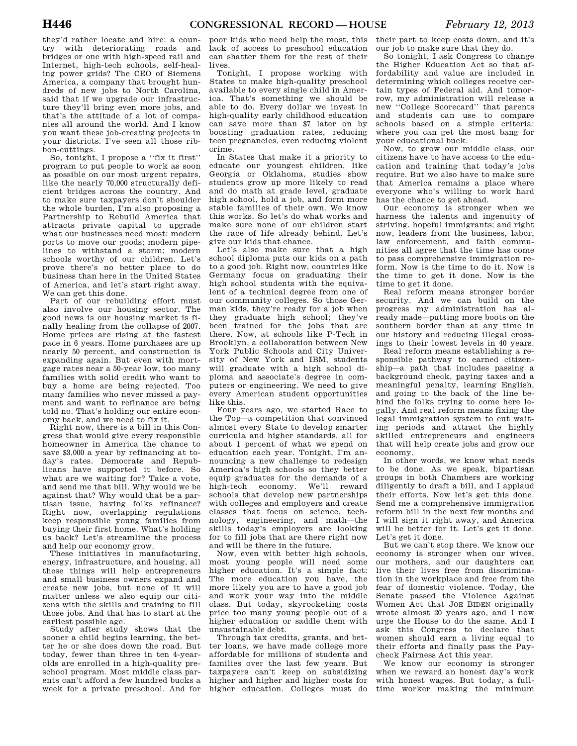they'd rather locate and hire: a country with deteriorating roads and bridges or one with high-speed rail and Internet, high-tech schools, self-healing power grids? The CEO of Siemens America, a company that brought hundreds of new jobs to North Carolina, said that if we upgrade our infrastructure they'll bring even more jobs, and that's the attitude of a lot of companies all around the world. And I know you want these job-creating projects in your districts. I've seen all those ribbon-cuttings.

So, tonight, I propose a ''fix it first'' program to put people to work as soon as possible on our most urgent repairs, like the nearly 70,000 structurally deficient bridges across the country. And to make sure taxpayers don't shoulder the whole burden, I'm also proposing a Partnership to Rebuild America that attracts private capital to upgrade what our businesses need most: modern ports to move our goods; modern pipelines to withstand a storm; modern schools worthy of our children. Let's prove there's no better place to do business than here in the United States of America, and let's start right away. We can get this done.

Part of our rebuilding effort must also involve our housing sector. The good news is our housing market is finally healing from the collapse of 2007. Home prices are rising at the fastest pace in 6 years. Home purchases are up nearly 50 percent, and construction is expanding again. But even with mortgage rates near a 50-year low, too many families with solid credit who want to buy a home are being rejected. Too many families who never missed a payment and want to refinance are being told no. That's holding our entire economy back, and we need to fix it.

Right now, there is a bill in this Congress that would give every responsible homeowner in America the chance to save $3,000 a year by refinancing at today's rates. Democrats and Republicans have supported it before. So what are we waiting for? Take a vote, and send me that bill. Why would we be against that? Why would that be a partisan issue, having folks refinance? Right now, overlapping regulations keep responsible young families from buying their first home. What's holding us back? Let's streamline the process and help our economy grow.

These initiatives in manufacturing, energy, infrastructure, and housing, all these things will help entrepreneurs and small business owners expand and create new jobs, but none of it will matter unless we also equip our citizens with the skills and training to fill those jobs. And that has to start at the earliest possible age.

Study after study shows that the sooner a child begins learning, the better he or she does down the road. But today, fewer than three in ten 4-year-olds are enrolled in a high-quality preschool program. Most middle class parents can't afford a few hundred bucks a week for a private preschool. And for poor kids who need help the most, this lack of access to preschool education can shatter them for the rest of their lives.

Tonight, I propose working with States to make high-quality preschool available to every single child in America. That's something we should be able to do. Every dollar we invest in high-quality early childhood education can save more than $7 later on by boosting graduation rates, reducing teen pregnancies, even reducing violent crime.

In States that make it a priority to educate our youngest children, like Georgia or Oklahoma, studies show students grow up more likely to read and do math at grade level, graduate high school, hold a job, and form more stable families of their own. We know this works. So let's do what works and make sure none of our children start the race of life already behind. Let's give our kids that chance.

Let's also make sure that a high school diploma puts our kids on a path to a good job. Right now, countries like Germany focus on graduating their high school students with the equivalent of a technical degree from one of our community colleges. So those German kids, they're ready for a job when they graduate high school; they've been trained for the jobs that are there. Now, at schools like P-Tech in Brooklyn, a collaboration between New York Public Schools and City University of New York and IBM, students will graduate with a high school diploma and associate's degree in computers or engineering. We need to give every American student opportunities like this.

Four years ago, we started Race to the Top—a competition that convinced almost every State to develop smarter curricula and higher standards, all for about 1 percent of what we spend on education each year. Tonight, I'm announcing a new challenge to redesign America's high schools so they better equip graduates for the demands of a high-tech economy. We'll reward schools that develop new partnerships with colleges and employers and create classes that focus on science, technology, engineering, and math—the skills today's employers are looking for to fill jobs that are there right now and will be there in the future.

Now, even with better high schools, most young people will need some higher education. It's a simple fact: The more education you have, the more likely you are to have a good job and work your way into the middle class. But today, skyrocketing costs price too many young people out of a higher education or saddle them with unsustainable debt.

Through tax credits, grants, and better loans, we have made college more affordable for millions of students and families over the last few years. But taxpayers can't keep on subsidizing higher and higher and higher costs for higher education. Colleges must do their part to keep costs down, and it's our job to make sure that they do.

So tonight, I ask Congress to change the Higher Education Act so that affordability and value are included in determining which colleges receive certain types of Federal aid. And tomorrow, my administration will release a new ''College Scorecard'' that parents and students can use to compare schools based on a simple criteria: where you can get the most bang for your educational buck.

Now, to grow our middle class, our citizens have to have access to the education and training that today's jobs require. But we also have to make sure that America remains a place where everyone who's willing to work hard has the chance to get ahead.

Our economy is stronger when we harness the talents and ingenuity of striving, hopeful immigrants; and right now, leaders from the business, labor, law enforcement, and faith communities all agree that the time has come to pass comprehensive immigration reform. Now is the time to do it. Now is the time to get it done. Now is the time to get it done.

Real reform means stronger border security. And we can build on the progress my administration has already made—putting more boots on the southern border than at any time in our history and reducing illegal crossings to their lowest levels in 40 years.

Real reform means establishing a responsible pathway to earned citizenship—a path that includes passing a background check, paying taxes and a meaningful penalty, learning English, and going to the back of the line behind the folks trying to come here legally. And real reform means fixing the legal immigration system to cut waiting periods and attract the highly skilled entrepreneurs and engineers that will help create jobs and grow our economy.

In other words, we know what needs to be done. As we speak, bipartisan groups in both Chambers are working diligently to draft a bill, and I applaud their efforts. Now let's get this done. Send me a comprehensive immigration reform bill in the next few months and I will sign it right away, and America will be better for it. Let's get it done. Let's get it done.

But we can't stop there. We know our economy is stronger when our wives, our mothers, and our daughters can live their lives free from discrimination in the workplace and free from the fear of domestic violence. Today, the Senate passed the Violence Against Women Act that JOE BIDEN originally wrote almost 20 years ago, and I now urge the House to do the same. And I ask this Congress to declare that women should earn a living equal to their efforts and finally pass the Paycheck Fairness Act this year.

We know our economy is stronger when we reward an honest day's work with honest wages. But today, a full-time worker making the minimum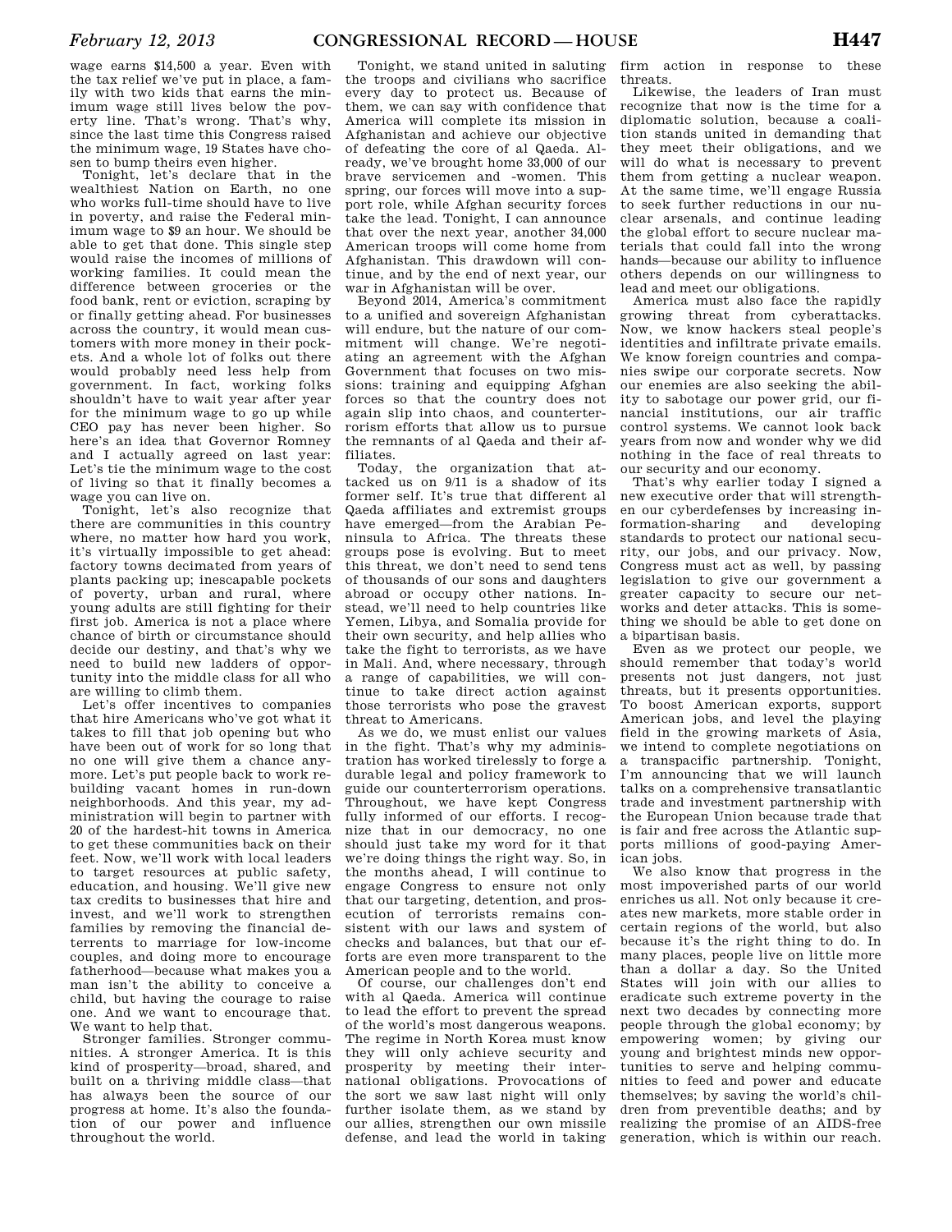wage earns $14,500 a year. Even with the tax relief we've put in place, a family with two kids that earns the minimum wage still lives below the poverty line. That's wrong. That's why, since the last time this Congress raised the minimum wage, 19 States have chosen to bump theirs even higher.

Tonight, let's declare that in the wealthiest Nation on Earth, no one who works full-time should have to live in poverty, and raise the Federal minimum wage to $9 an hour. We should be able to get that done. This single step would raise the incomes of millions of working families. It could mean the difference between groceries or the food bank, rent or eviction, scraping by or finally getting ahead. For businesses across the country, it would mean customers with more money in their pockets. And a whole lot of folks out there would probably need less help from government. In fact, working folks shouldn't have to wait year after year for the minimum wage to go up while CEO pay has never been higher. So here's an idea that Governor Romney and I actually agreed on last year: Let's tie the minimum wage to the cost of living so that it finally becomes a wage you can live on.

Tonight, let's also recognize that there are communities in this country where, no matter how hard you work, it's virtually impossible to get ahead: factory towns decimated from years of plants packing up; inescapable pockets of poverty, urban and rural, where young adults are still fighting for their first job. America is not a place where chance of birth or circumstance should decide our destiny, and that's why we need to build new ladders of opportunity into the middle class for all who are willing to climb them.

Let's offer incentives to companies that hire Americans who've got what it takes to fill that job opening but who have been out of work for so long that no one will give them a chance anymore. Let's put people back to work rebuilding vacant homes in run-down neighborhoods. And this year, my administration will begin to partner with 20 of the hardest-hit towns in America to get these communities back on their feet. Now, we'll work with local leaders to target resources at public safety, education, and housing. We'll give new tax credits to businesses that hire and invest, and we'll work to strengthen families by removing the financial deterrents to marriage for low-income couples, and doing more to encourage fatherhood—because what makes you a man isn't the ability to conceive a child, but having the courage to raise one. And we want to encourage that. We want to help that.

Stronger families. Stronger communities. A stronger America. It is this kind of prosperity—broad, shared, and built on a thriving middle class—that has always been the source of our progress at home. It's also the foundation of our power and influence throughout the world.

Tonight, we stand united in saluting the troops and civilians who sacrifice every day to protect us. Because of them, we can say with confidence that America will complete its mission in Afghanistan and achieve our objective of defeating the core of al Qaeda. Already, we've brought home 33,000 of our brave servicemen and -women. This spring, our forces will move into a support role, while Afghan security forces take the lead. Tonight, I can announce that over the next year, another 34,000 American troops will come home from Afghanistan. This drawdown will continue, and by the end of next year, our war in Afghanistan will be over.

Beyond 2014, America's commitment to a unified and sovereign Afghanistan will endure, but the nature of our commitment will change. We're negotiating an agreement with the Afghan Government that focuses on two missions: training and equipping Afghan forces so that the country does not again slip into chaos, and counterterrorism efforts that allow us to pursue the remnants of al Qaeda and their affiliates.

Today, the organization that attacked us on 9/11 is a shadow of its former self. It's true that different al Qaeda affiliates and extremist groups have emerged—from the Arabian Peninsula to Africa. The threats these groups pose is evolving. But to meet this threat, we don't need to send tens of thousands of our sons and daughters abroad or occupy other nations. Instead, we'll need to help countries like Yemen, Libya, and Somalia provide for their own security, and help allies who take the fight to terrorists, as we have in Mali. And, where necessary, through a range of capabilities, we will continue to take direct action against those terrorists who pose the gravest threat to Americans.

As we do, we must enlist our values in the fight. That's why my administration has worked tirelessly to forge a durable legal and policy framework to guide our counterterrorism operations. Throughout, we have kept Congress fully informed of our efforts. I recognize that in our democracy, no one should just take my word for it that we're doing things the right way. So, in the months ahead, I will continue to engage Congress to ensure not only that our targeting, detention, and prosecution of terrorists remains consistent with our laws and system of checks and balances, but that our efforts are even more transparent to the American people and to the world.

Of course, our challenges don't end with al Qaeda. America will continue to lead the effort to prevent the spread of the world's most dangerous weapons. The regime in North Korea must know they will only achieve security and prosperity by meeting their international obligations. Provocations of the sort we saw last night will only further isolate them, as we stand by our allies, strengthen our own missile defense, and lead the world in taking firm action in response to these threats.

Likewise, the leaders of Iran must recognize that now is the time for a diplomatic solution, because a coalition stands united in demanding that they meet their obligations, and we will do what is necessary to prevent them from getting a nuclear weapon. At the same time, we'll engage Russia to seek further reductions in our nuclear arsenals, and continue leading the global effort to secure nuclear materials that could fall into the wrong hands—because our ability to influence others depends on our willingness to lead and meet our obligations.

America must also face the rapidly growing threat from cyberattacks. Now, we know hackers steal people's identities and infiltrate private emails. We know foreign countries and companies swipe our corporate secrets. Now our enemies are also seeking the ability to sabotage our power grid, our financial institutions, our air traffic control systems. We cannot look back years from now and wonder why we did nothing in the face of real threats to our security and our economy.

That's why earlier today I signed a new executive order that will strengthen our cyberdefenses by increasing information-sharing and developing standards to protect our national security, our jobs, and our privacy. Now, Congress must act as well, by passing legislation to give our government a greater capacity to secure our networks and deter attacks. This is something we should be able to get done on a bipartisan basis.

Even as we protect our people, we should remember that today's world presents not just dangers, not just threats, but it presents opportunities. To boost American exports, support American jobs, and level the playing field in the growing markets of Asia, we intend to complete negotiations on a transpacific partnership. Tonight, I'm announcing that we will launch talks on a comprehensive transatlantic trade and investment partnership with the European Union because trade that is fair and free across the Atlantic supports millions of good-paying American jobs.

We also know that progress in the most impoverished parts of our world enriches us all. Not only because it creates new markets, more stable order in certain regions of the world, but also because it's the right thing to do. In many places, people live on little more than a dollar a day. So the United States will join with our allies to eradicate such extreme poverty in the next two decades by connecting more people through the global economy; by empowering women; by giving our young and brightest minds new opportunities to serve and helping communities to feed and power and educate themselves; by saving the world's children from preventible deaths; and by realizing the promise of an AIDS-free generation, which is within our reach.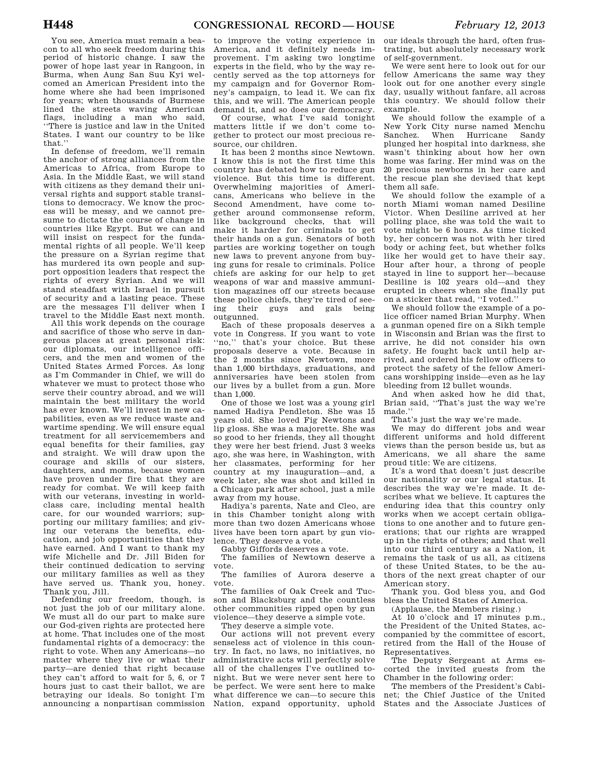You see, America must remain a beacon to all who seek freedom during this period of historic change. I saw the power of hope last year in Rangoon, in Burma, when Aung San Suu Kyi welcomed an American President into the home where she had been imprisoned for years; when thousands of Burmese lined the streets waving American flags, including a man who said, ''There is justice and law in the United States. I want our country to be like that.''

In defense of freedom, we'll remain the anchor of strong alliances from the Americas to Africa, from Europe to Asia. In the Middle East, we will stand with citizens as they demand their universal rights and support stable transitions to democracy. We know the process will be messy, and we cannot presume to dictate the course of change in countries like Egypt. But we can and will insist on respect for the fundamental rights of all people. We'll keep the pressure on a Syrian regime that has murdered its own people and support opposition leaders that respect the rights of every Syrian. And we will stand steadfast with Israel in pursuit of security and a lasting peace. These are the messages I'll deliver when I travel to the Middle East next month.

All this work depends on the courage and sacrifice of those who serve in dangerous places at great personal risk: our diplomats, our intelligence officers, and the men and women of the United States Armed Forces. As long as I'm Commander in Chief, we will do whatever we must to protect those who serve their country abroad, and we will maintain the best military the world has ever known. We'll invest in new capabilities, even as we reduce waste and wartime spending. We will ensure equal treatment for all servicemembers and equal benefits for their families, gay and straight. We will draw upon the courage and skills of our sisters, daughters, and moms, because women have proven under fire that they are ready for combat. We will keep faith with our veterans, investing in world-class care, including mental health care, for our wounded warriors; supporting our military families; and giving our veterans the benefits, education, and job opportunities that they have earned. And I want to thank my wife Michelle and Dr. Jill Biden for their continued dedication to serving our military families as well as they have served us. Thank you, honey. Thank you, Jill.

Defending our freedom, though, is not just the job of our military alone. We must all do our part to make sure our God-given rights are protected here at home. That includes one of the most fundamental rights of a democracy: the right to vote. When any Americans—no matter where they live or what their party—are denied that right because they can't afford to wait for 5, 6, or 7 hours just to cast their ballot, we are betraying our ideals. So tonight I'm announcing a nonpartisan commission to improve the voting experience in America, and it definitely needs improvement. I'm asking two longtime experts in the field, who by the way recently served as the top attorneys for my campaign and for Governor Romney's campaign, to lead it. We can fix this, and we will. The American people demand it, and so does our democracy.

Of course, what I've said tonight matters little if we don't come together to protect our most precious resource, our children.

It has been 2 months since Newtown. I know this is not the first time this country has debated how to reduce gun violence. But this time is different. Overwhelming majorities of Americans, Americans who believe in the Second Amendment, have come together around commonsense reform, like background checks, that will make it harder for criminals to get their hands on a gun. Senators of both parties are working together on tough new laws to prevent anyone from buying guns for resale to criminals. Police chiefs are asking for our help to get weapons of war and massive ammunition magazines off our streets because these police chiefs, they're tired of seeing their guys and gals being outgunned.

Each of these proposals deserves a vote in Congress. If you want to vote ''no,'' that's your choice. But these proposals deserve a vote. Because in the 2 months since Newtown, more than 1,000 birthdays, graduations, and anniversaries have been stolen from our lives by a bullet from a gun. More than 1,000.

One of those we lost was a young girl named Hadiya Pendleton. She was 15 years old. She loved Fig Newtons and lip gloss. She was a majorette. She was so good to her friends, they all thought they were her best friend. Just 3 weeks ago, she was here, in Washington, with her classmates, performing for her country at my inauguration—and, a week later, she was shot and killed in a Chicago park after school, just a mile away from my house.

Hadiya's parents, Nate and Cleo, are in this Chamber tonight along with more than two dozen Americans whose lives have been torn apart by gun violence. They deserve a vote.

Gabby Giffords deserves a vote.

The families of Newtown deserve a vote.

The families of Aurora deserve a vote.

The families of Oak Creek and Tucson and Blacksburg and the countless other communities ripped open by gun violence—they deserve a simple vote.

They deserve a simple vote.

Our actions will not prevent every senseless act of violence in this country. In fact, no laws, no initiatives, no administrative acts will perfectly solve all of the challenges I've outlined tonight. But we were never sent here to be perfect. We were sent here to make what difference we can—to secure this Nation, expand opportunity, uphold our ideals through the hard, often frustrating, but absolutely necessary work of self-government.

We were sent here to look out for our fellow Americans the same way they look out for one another every single day, usually without fanfare, all across this country. We should follow their example.

We should follow the example of a New York City nurse named Menchu Sanchez. When Hurricane Sandy plunged her hospital into darkness, she wasn't thinking about how her own home was faring. Her mind was on the 20 precious newborns in her care and the rescue plan she devised that kept them all safe.

We should follow the example of a north Miami woman named Desiline Victor. When Desiline arrived at her polling place, she was told the wait to vote might be 6 hours. As time ticked by, her concern was not with her tired body or aching feet, but whether folks like her would get to have their say. Hour after hour, a throng of people stayed in line to support her—because Desiline is 102 years old—and they erupted in cheers when she finally put on a sticker that read, ''I voted.''

We should follow the example of a police officer named Brian Murphy. When a gunman opened fire on a Sikh temple in Wisconsin and Brian was the first to arrive, he did not consider his own safety. He fought back until help arrived, and ordered his fellow officers to protect the safety of the fellow Americans worshipping inside—even as he lay bleeding from 12 bullet wounds.

And when asked how he did that, Brian said, ''That's just the way we're made.''

That's just the way we're made.

We may do different jobs and wear different uniforms and hold different views than the person beside us, but as Americans, we all share the same proud title: We are citizens.

It's a word that doesn't just describe our nationality or our legal status. It describes the way we're made. It describes what we believe. It captures the enduring idea that this country only works when we accept certain obligations to one another and to future generations; that our rights are wrapped up in the rights of others; and that well into our third century as a Nation, it remains the task of us all, as citizens of these United States, to be the authors of the next great chapter of our American story.

Thank you. God bless you, and God bless the United States of America.

(Applause, the Members rising.)

At 10 o'clock and 17 minutes p.m., the President of the United States, accompanied by the committee of escort, retired from the Hall of the House of Representatives.

The Deputy Sergeant at Arms escorted the invited guests from the Chamber in the following order:

The members of the President's Cabinet; the Chief Justice of the United States and the Associate Justices of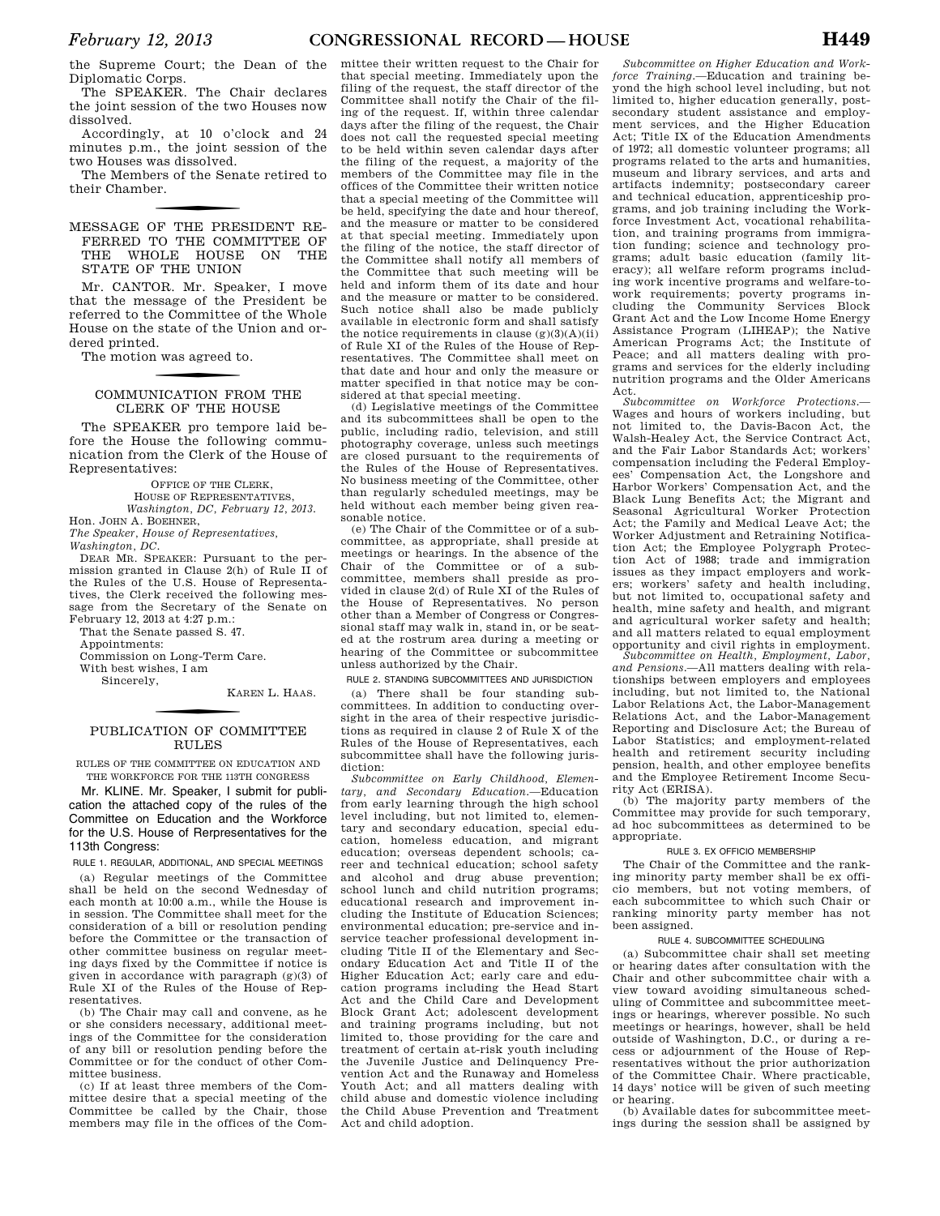the Supreme Court; the Dean of the Diplomatic Corps.

The SPEAKER. The Chair declares the joint session of the two Houses now dissolved.

Accordingly, at 10 o'clock and 24 minutes p.m., the joint session of the two Houses was dissolved.

The Members of the Senate retired to their Chamber.

## MESSAGE OF THE PRESIDENT REFERRED TO THE COMMITTEE OF THE WHOLE HOUSE ON THE STATE OF THE UNION

Mr. CANTOR. Mr. Speaker, I move that the message of the President be referred to the Committee of the Whole House on the state of the Union and ordered printed.

The motion was agreed to.

## COMMUNICATION FROM THE CLERK OF THE HOUSE

The SPEAKER pro tempore laid before the House the following communication from the Clerk of the House of Representatives:

OFFICE OF THE CLERK,
HOUSE OF REPRESENTATIVES,
*Washington, DC, February 12, 2013.*

Hon. JOHN A. BOEHNER,
*The Speaker, House of Representatives, Washington, DC.*

DEAR MR. SPEAKER: Pursuant to the permission granted in Clause 2(h) of Rule II of the Rules of the U.S. House of Representatives, the Clerk received the following message from the Secretary of the Senate on February 12, 2013 at 4:27 p.m.:

That the Senate passed S. 47.

Appointments:

Commission on Long-Term Care.

With best wishes, I am

Sincerely,

KAREN L. HAAS.

## PUBLICATION OF COMMITTEE RULES

RULES OF THE COMMITTEE ON EDUCATION AND THE WORKFORCE FOR THE 113TH CONGRESS

Mr. KLINE. Mr. Speaker, I submit for publication the attached copy of the rules of the Committee on Education and the Workforce for the U.S. House of Rerpresentatives for the 113th Congress:

RULE 1. REGULAR, ADDITIONAL, AND SPECIAL MEETINGS

(a) Regular meetings of the Committee shall be held on the second Wednesday of each month at 10:00 a.m., while the House is in session. The Committee shall meet for the consideration of a bill or resolution pending before the Committee or the transaction of other committee business on regular meeting days fixed by the Committee if notice is given in accordance with paragraph (g)(3) of Rule XI of the Rules of the House of Representatives.

(b) The Chair may call and convene, as he or she considers necessary, additional meetings of the Committee for the consideration of any bill or resolution pending before the Committee or for the conduct of other Committee business.

(c) If at least three members of the Committee desire that a special meeting of the Committee be called by the Chair, those members may file in the offices of the Committee their written request to the Chair for that special meeting. Immediately upon the filing of the request, the staff director of the Committee shall notify the Chair of the filing of the request. If, within three calendar days after the filing of the request, the Chair does not call the requested special meeting to be held within seven calendar days after the filing of the request, a majority of the members of the Committee may file in the offices of the Committee their written notice that a special meeting of the Committee will be held, specifying the date and hour thereof, and the measure or matter to be considered at that special meeting. Immediately upon the filing of the notice, the staff director of the Committee shall notify all members of the Committee that such meeting will be held and inform them of its date and hour and the measure or matter to be considered. Such notice shall also be made publicly available in electronic form and shall satisfy the notice requirements in clause (g)(3)(A)(ii) of Rule XI of the Rules of the House of Representatives. The Committee shall meet on that date and hour and only the measure or matter specified in that notice may be considered at that special meeting.

(d) Legislative meetings of the Committee and its subcommittees shall be open to the public, including radio, television, and still photography coverage, unless such meetings are closed pursuant to the requirements of the Rules of the House of Representatives. No business meeting of the Committee, other than regularly scheduled meetings, may be held without each member being given reasonable notice.

(e) The Chair of the Committee or of a subcommittee, as appropriate, shall preside at meetings or hearings. In the absence of the Chair of the Committee or of a subcommittee, members shall preside as provided in clause 2(d) of Rule XI of the Rules of the House of Representatives. No person other than a Member of Congress or Congressional staff may walk in, stand in, or be seated at the rostrum area during a meeting or hearing of the Committee or subcommittee unless authorized by the Chair.

RULE 2. STANDING SUBCOMMITTEES AND JURISDICTION

(a) There shall be four standing subcommittees. In addition to conducting oversight in the area of their respective jurisdictions as required in clause 2 of Rule X of the Rules of the House of Representatives, each subcommittee shall have the following jurisdiction:

*Subcommittee on Early Childhood, Elementary, and Secondary Education.*—Education from early learning through the high school level including, but not limited to, elementary and secondary education, special education, homeless education, and migrant education; overseas dependent schools; career and technical education; school safety and alcohol and drug abuse prevention; school lunch and child nutrition programs; educational research and improvement including the Institute of Education Sciences; environmental education; pre-service and in-service teacher professional development including Title II of the Elementary and Secondary Education Act and Title II of the Higher Education Act; early care and education programs including the Head Start Act and the Child Care and Development Block Grant Act; adolescent development and training programs including, but not limited to, those providing for the care and treatment of certain at-risk youth including the Juvenile Justice and Delinquency Prevention Act and the Runaway and Homeless Youth Act; and all matters dealing with child abuse and domestic violence including the Child Abuse Prevention and Treatment Act and child adoption.

*Subcommittee on Higher Education and Workforce Training.*—Education and training beyond the high school level including, but not limited to, higher education generally, postsecondary student assistance and employment services, and the Higher Education Act; Title IX of the Education Amendments of 1972; all domestic volunteer programs; all programs related to the arts and humanities, museum and library services, and arts and artifacts indemnity; postsecondary career and technical education, apprenticeship programs, and job training including the Workforce Investment Act, vocational rehabilitation, and training programs from immigration funding; science and technology programs; adult basic education (family literacy); all welfare reform programs including work incentive programs and welfare-to-work requirements; poverty programs including the Community Services Block Grant Act and the Low Income Home Energy Assistance Program (LIHEAP); the Native American Programs Act; the Institute of Peace; and all matters dealing with programs and services for the elderly including nutrition programs and the Older Americans Act.

*Subcommittee on Workforce Protections.*—Wages and hours of workers including, but not limited to, the Davis-Bacon Act, the Walsh-Healey Act, the Service Contract Act, and the Fair Labor Standards Act; workers' compensation including the Federal Employees' Compensation Act, the Longshore and Harbor Workers' Compensation Act, and the Black Lung Benefits Act; the Migrant and Seasonal Agricultural Worker Protection Act; the Family and Medical Leave Act; the Worker Adjustment and Retraining Notification Act; the Employee Polygraph Protection Act of 1988; trade and immigration issues as they impact employers and workers; workers' safety and health including, but not limited to, occupational safety and health, mine safety and health, and migrant and agricultural worker safety and health; and all matters related to equal employment opportunity and civil rights in employment.

*Subcommittee on Health, Employment, Labor, and Pensions.*—All matters dealing with relationships between employers and employees including, but not limited to, the National Labor Relations Act, the Labor-Management Relations Act, and the Labor-Management Reporting and Disclosure Act; the Bureau of Labor Statistics; and employment-related health and retirement security including pension, health, and other employee benefits and the Employee Retirement Income Security Act (ERISA).

(b) The majority party members of the Committee may provide for such temporary, ad hoc subcommittees as determined to be appropriate.

RULE 3. EX OFFICIO MEMBERSHIP

The Chair of the Committee and the ranking minority party member shall be ex officio members, but not voting members, of each subcommittee to which such Chair or ranking minority party member has not been assigned.

RULE 4. SUBCOMMITTEE SCHEDULING

(a) Subcommittee chair shall set meeting or hearing dates after consultation with the Chair and other subcommittee chair with a view toward avoiding simultaneous scheduling of Committee and subcommittee meetings or hearings, wherever possible. No such meetings or hearings, however, shall be held outside of Washington, D.C., or during a recess or adjournment of the House of Representatives without the prior authorization of the Committee Chair. Where practicable, 14 days' notice will be given of such meeting or hearing.

(b) Available dates for subcommittee meetings during the session shall be assigned by